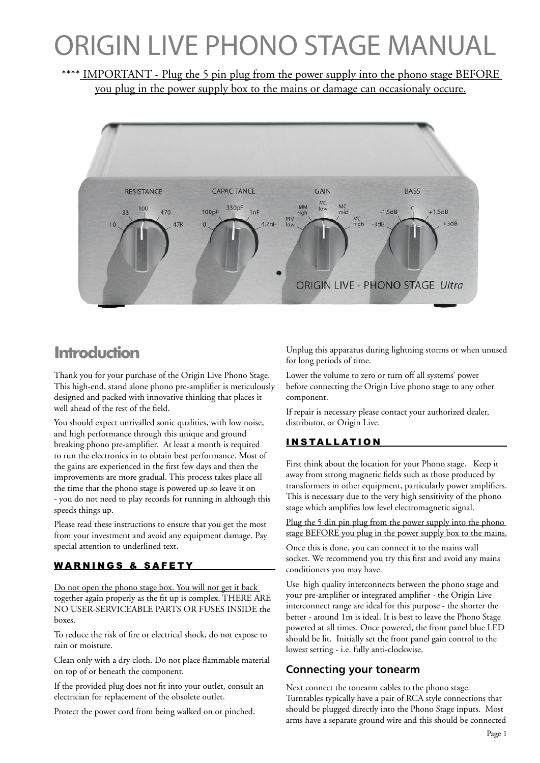# ORIGIN LIVE PHONO STAGE MANUAL

**** IMPORTANT - Plug the 5 pin plug from the power supply into the phono stage BEFORE you plug in the power supply box to the mains or damage can occasionaly occure.

## Introduction

Thank you for your purchase of the Origin Live Phono Stage. This high-end, stand alone phono pre-amplifier is meticulously designed and packed with innovative thinking that places it well ahead of the rest of the field.

You should expect unrivalled sonic qualities, with low noise, and high performance through this unique and ground breaking phono pre-amplifier. At least a month is required to run the electronics in to obtain best performance. Most of the gains are experienced in the first few days and then the improvements are more gradual. This process takes place all the time that the phono stage is powered up so leave it on - you do not need to play records for running in although this speeds things up.

Please read these instructions to ensure that you get the most from your investment and avoid any equipment damage. Pay special attention to underlined text.

### WARNINGS & SAFETY

Do not open the phono stage box. You will not get it back together again properly as the fit up is complex. THERE ARE NO USER-SERVICEABLE PARTS OR FUSES INSIDE the boxes.

To reduce the risk of fire or electrical shock, do not expose to rain or moisture.

Clean only with a dry cloth. Do not place flammable material on top of or beneath the component.

If the provided plug does not fit into your outlet, consult an electrician for replacement of the obsolete outlet.

Protect the power cord from being walked on or pinched.

Unplug this apparatus during lightning storms or when unused for long periods of time.

Lower the volume to zero or turn off all systems' power before connecting the Origin Live phono stage to any other component.

If repair is necessary please contact your authorized dealer, distributor, or Origin Live.

### INSTALLATION

First think about the location for your Phono stage. Keep it away from strong magnetic fields such as those produced by transformers in other equipment, particularly power amplifiers. This is necessary due to the very high sensitivity of the phono stage which amplifies low level electromagnetic signal.

Plug the 5 din pin plug from the power supply into the phono stage BEFORE you plug in the power supply box to the mains.

Once this is done, you can connect it to the mains wall socket. We recommend you try this first and avoid any mains conditioners you may have.

Use high quality interconnects between the phono stage and your pre-amplifier or integrated amplifier - the Origin Live interconnect range are ideal for this purpose - the shorter the better - around 1m is ideal. It is best to leave the Phono Stage powered at all times. Once powered, the front panel blue LED should be lit. Initially set the front panel gain control to the lowest setting - i.e. fully anti-clockwise.

### Connecting your tonearm

Next connect the tonearm cables to the phono stage. Turntables typically have a pair of RCA style connections that should be plugged directly into the Phono Stage inputs. Most arms have a separate ground wire and this should be connected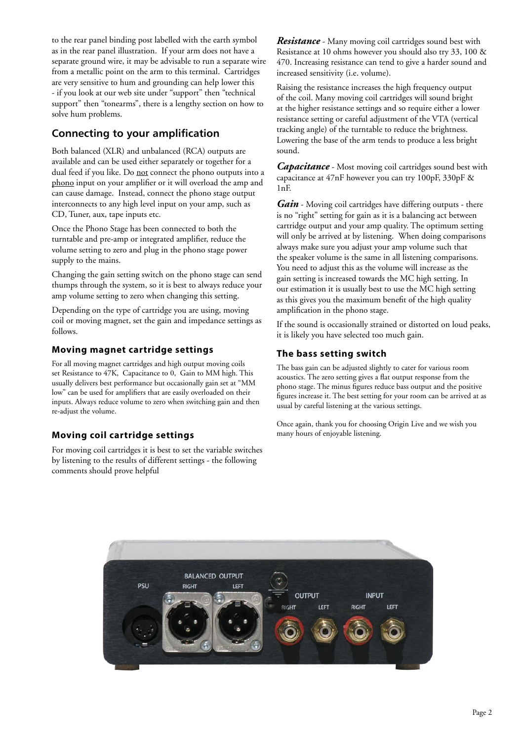to the rear panel binding post labelled with the earth symbol as in the rear panel illustration. If your arm does not have a separate ground wire, it may be advisable to run a separate wire from a metallic point on the arm to this terminal. Cartridges are very sensitive to hum and grounding can help lower this - if you look at our web site under "support" then "technical support" then "tonearms", there is a lengthy section on how to solve hum problems.

## Connecting to your amplification

Both balanced (XLR) and unbalanced (RCA) outputs are available and can be used either separately or together for a dual feed if you like. Do not connect the phono outputs into a phono input on your amplifier or it will overload the amp and can cause damage. Instead, connect the phono stage output interconnects to any high level input on your amp, such as CD, Tuner, aux, tape inputs etc.

Once the Phono Stage has been connected to both the turntable and pre-amp or integrated amplifier, reduce the volume setting to zero and plug in the phono stage power supply to the mains.

Changing the gain setting switch on the phono stage can send thumps through the system, so it is best to always reduce your amp volume setting to zero when changing this setting.

Depending on the type of cartridge you are using, moving coil or moving magnet, set the gain and impedance settings as follows.

### Moving magnet cartridge settings

For all moving magnet cartridges and high output moving coils set Resistance to 47K, Capacitance to 0, Gain to MM high. This usually delivers best performance but occasionally gain set at "MM low" can be used for amplifiers that are easily overloaded on their inputs. Always reduce volume to zero when switching gain and then re-adjust the volume.

### Moving coil cartridge settings

For moving coil cartridges it is best to set the variable switches by listening to the results of different settings - the following comments should prove helpful

***Resistance*** - Many moving coil cartridges sound best with Resistance at 10 ohms however you should also try 33, 100 & 470. Increasing resistance can tend to give a harder sound and increased sensitivity (i.e. volume).

Raising the resistance increases the high frequency output of the coil. Many moving coil cartridges will sound bright at the higher resistance settings and so require either a lower resistance setting or careful adjustment of the VTA (vertical tracking angle) of the turntable to reduce the brightness. Lowering the base of the arm tends to produce a less bright sound.

***Capacitance*** - Most moving coil cartridges sound best with capacitance at 47nF however you can try 100pF, 330pF & 1nF.

***Gain*** - Moving coil cartridges have differing outputs - there is no "right" setting for gain as it is a balancing act between cartridge output and your amp quality. The optimum setting will only be arrived at by listening. When doing comparisons always make sure you adjust your amp volume such that the speaker volume is the same in all listening comparisons. You need to adjust this as the volume will increase as the gain setting is increased towards the MC high setting. In our estimation it is usually best to use the MC high setting as this gives you the maximum benefit of the high quality amplification in the phono stage.

If the sound is occasionally strained or distorted on loud peaks, it is likely you have selected too much gain.

### The bass setting switch

The bass gain can be adjusted slightly to cater for various room acoustics. The zero setting gives a flat output response from the phono stage. The minus figures reduce bass output and the positive figures increase it. The best setting for your room can be arrived at as usual by careful listening at the various settings.

Once again, thank you for choosing Origin Live and we wish you many hours of enjoyable listening.

PSU

BALANCED OUTPUT

RIGHT LEFT

OUTPUT

RIGHT LEFT

INPUT

RIGHT LEFT